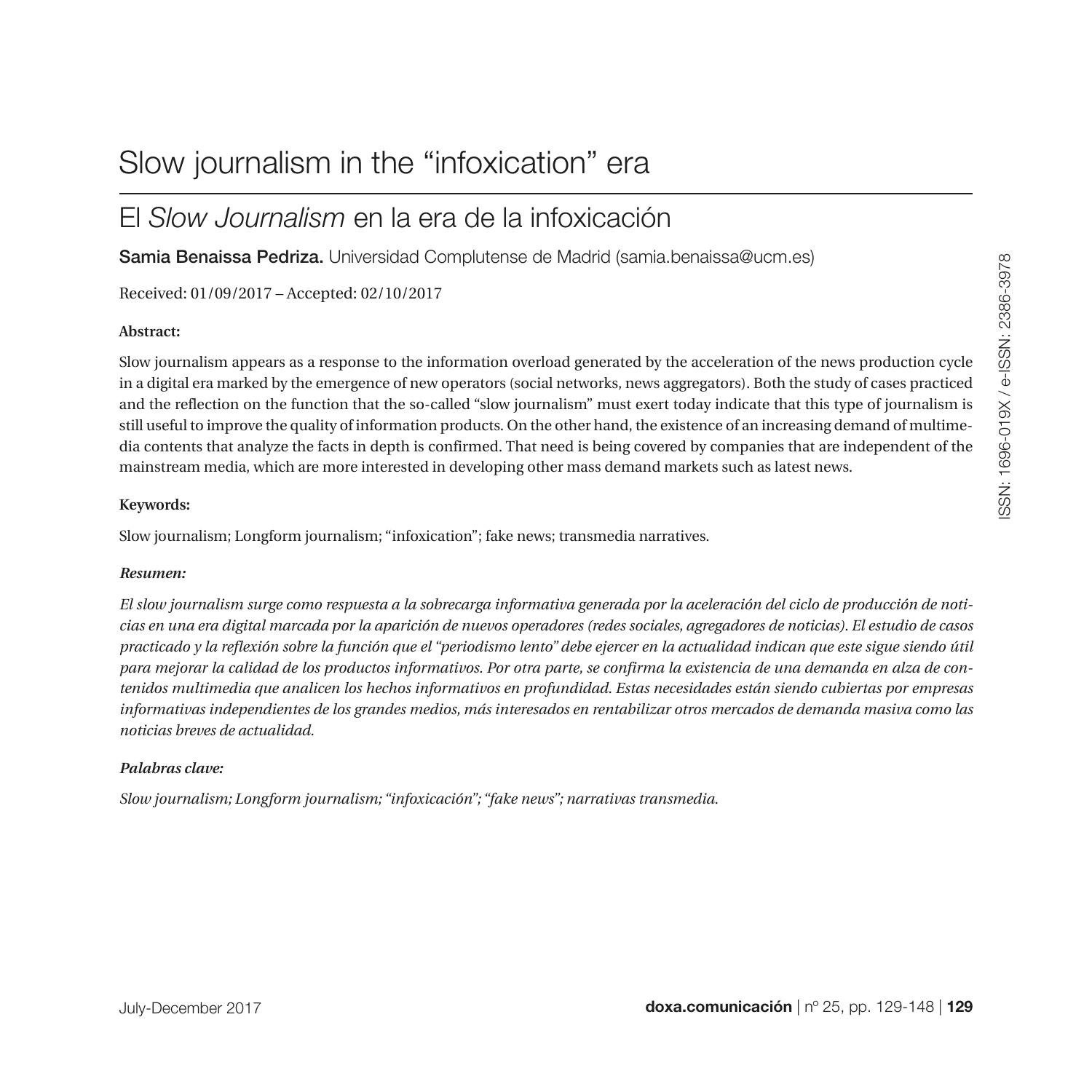# Slow journalism in the "infoxication" era

## El *Slow Journalism* en la era de la infoxicación

**Samia Benaissa Pedriza.** Universidad Complutense de Madrid (samia.benaissa@ucm.es)

Received: 01/09/2017 – Accepted: 02/10/2017

**Abstract:**

Slow journalism appears as a response to the information overload generated by the acceleration of the news production cycle in a digital era marked by the emergence of new operators (social networks, news aggregators). Both the study of cases practiced and the reflection on the function that the so-called "slow journalism" must exert today indicate that this type of journalism is still useful to improve the quality of information products. On the other hand, the existence of an increasing demand of multimedia contents that analyze the facts in depth is confirmed. That need is being covered by companies that are independent of the mainstream media, which are more interested in developing other mass demand markets such as latest news.

**Keywords:**

Slow journalism; Longform journalism; "infoxication"; fake news; transmedia narratives.

***Resumen:***

*El slow journalism surge como respuesta a la sobrecarga informativa generada por la aceleración del ciclo de producción de noticias en una era digital marcada por la aparición de nuevos operadores (redes sociales, agregadores de noticias). El estudio de casos practicado y la reflexión sobre la función que el "periodismo lento" debe ejercer en la actualidad indican que este sigue siendo útil para mejorar la calidad de los productos informativos. Por otra parte, se confirma la existencia de una demanda en alza de contenidos multimedia que analicen los hechos informativos en profundidad. Estas necesidades están siendo cubiertas por empresas informativas independientes de los grandes medios, más interesados en rentabilizar otros mercados de demanda masiva como las noticias breves de actualidad.*

***Palabras clave:***

*Slow journalism; Longform journalism; "infoxicación"; "fake news"; narrativas transmedia.*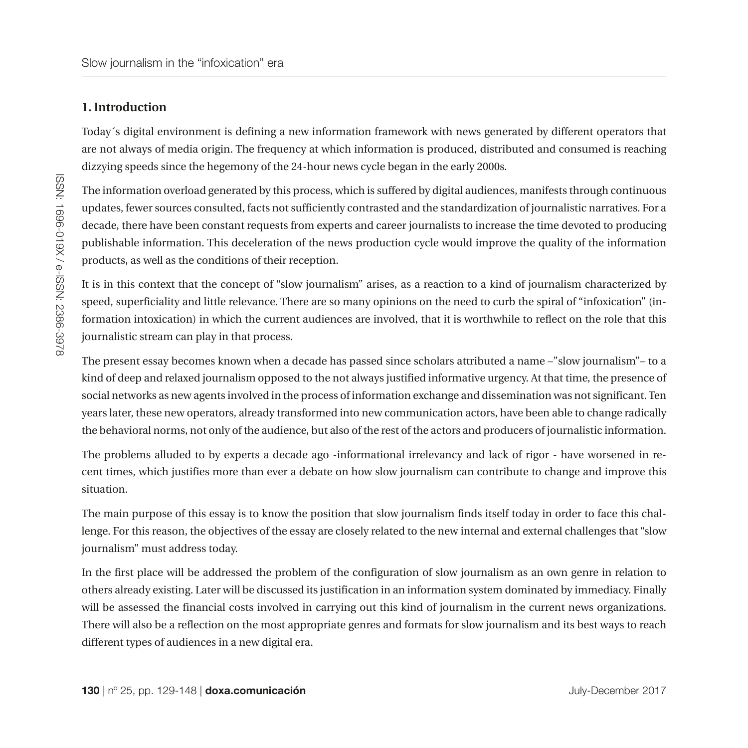## 1. Introduction

Today´s digital environment is defining a new information framework with news generated by different operators that are not always of media origin. The frequency at which information is produced, distributed and consumed is reaching dizzying speeds since the hegemony of the 24-hour news cycle began in the early 2000s.

The information overload generated by this process, which is suffered by digital audiences, manifests through continuous updates, fewer sources consulted, facts not sufficiently contrasted and the standardization of journalistic narratives. For a decade, there have been constant requests from experts and career journalists to increase the time devoted to producing publishable information. This deceleration of the news production cycle would improve the quality of the information products, as well as the conditions of their reception.

It is in this context that the concept of "slow journalism" arises, as a reaction to a kind of journalism characterized by speed, superficiality and little relevance. There are so many opinions on the need to curb the spiral of "infoxication" (information intoxication) in which the current audiences are involved, that it is worthwhile to reflect on the role that this journalistic stream can play in that process.

The present essay becomes known when a decade has passed since scholars attributed a name –"slow journalism"– to a kind of deep and relaxed journalism opposed to the not always justified informative urgency. At that time, the presence of social networks as new agents involved in the process of information exchange and dissemination was not significant. Ten years later, these new operators, already transformed into new communication actors, have been able to change radically the behavioral norms, not only of the audience, but also of the rest of the actors and producers of journalistic information.

The problems alluded to by experts a decade ago -informational irrelevancy and lack of rigor - have worsened in recent times, which justifies more than ever a debate on how slow journalism can contribute to change and improve this situation.

The main purpose of this essay is to know the position that slow journalism finds itself today in order to face this challenge. For this reason, the objectives of the essay are closely related to the new internal and external challenges that "slow journalism" must address today.

In the first place will be addressed the problem of the configuration of slow journalism as an own genre in relation to others already existing. Later will be discussed its justification in an information system dominated by immediacy. Finally will be assessed the financial costs involved in carrying out this kind of journalism in the current news organizations. There will also be a reflection on the most appropriate genres and formats for slow journalism and its best ways to reach different types of audiences in a new digital era.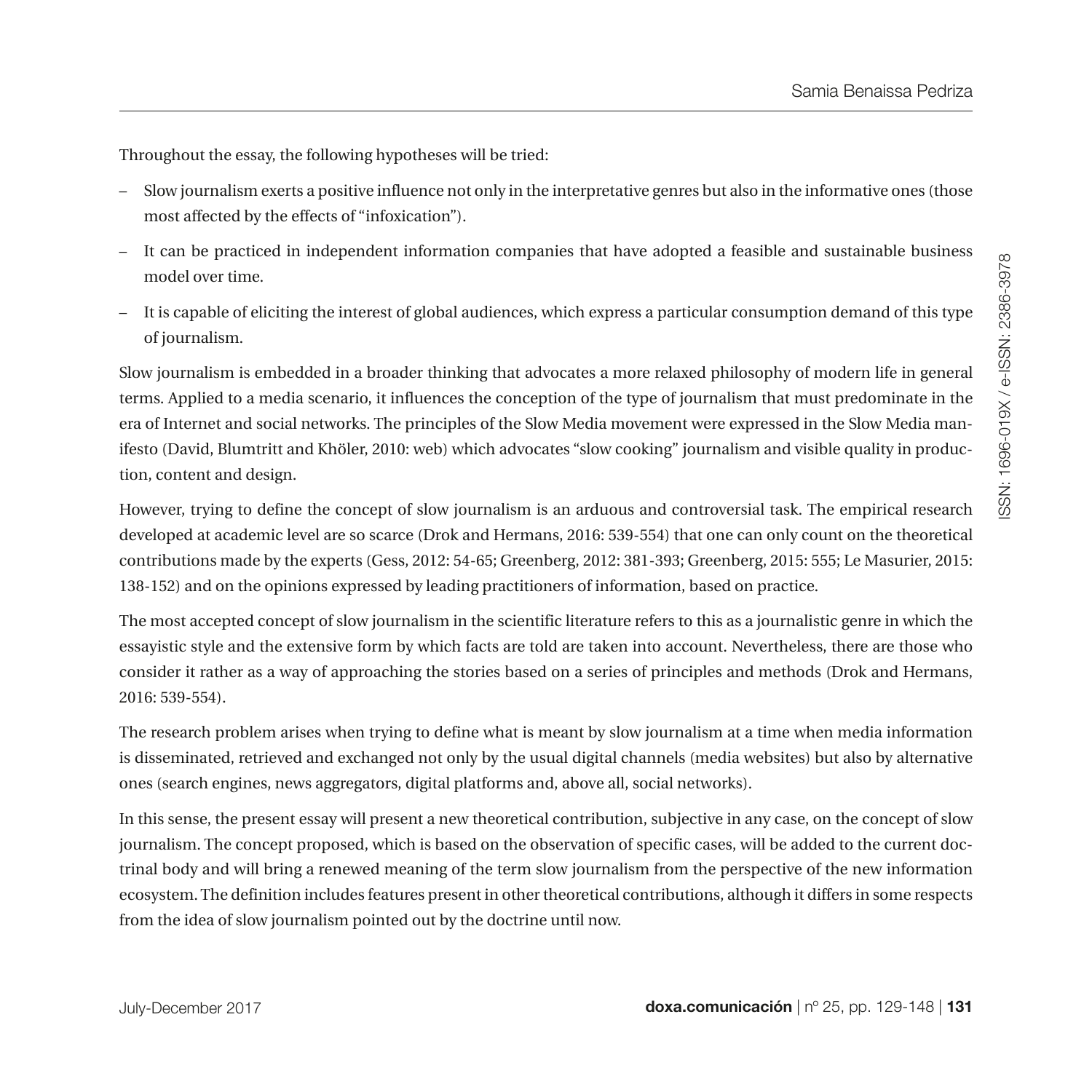Throughout the essay, the following hypotheses will be tried:

- Slow journalism exerts a positive influence not only in the interpretative genres but also in the informative ones (those most affected by the effects of "infoxication").
- It can be practiced in independent information companies that have adopted a feasible and sustainable business model over time.
- It is capable of eliciting the interest of global audiences, which express a particular consumption demand of this type of journalism.

Slow journalism is embedded in a broader thinking that advocates a more relaxed philosophy of modern life in general terms. Applied to a media scenario, it influences the conception of the type of journalism that must predominate in the era of Internet and social networks. The principles of the Slow Media movement were expressed in the Slow Media manifesto (David, Blumtritt and Khöler, 2010: web) which advocates "slow cooking" journalism and visible quality in production, content and design.

However, trying to define the concept of slow journalism is an arduous and controversial task. The empirical research developed at academic level are so scarce (Drok and Hermans, 2016: 539-554) that one can only count on the theoretical contributions made by the experts (Gess, 2012: 54-65; Greenberg, 2012: 381-393; Greenberg, 2015: 555; Le Masurier, 2015: 138-152) and on the opinions expressed by leading practitioners of information, based on practice.

The most accepted concept of slow journalism in the scientific literature refers to this as a journalistic genre in which the essayistic style and the extensive form by which facts are told are taken into account. Nevertheless, there are those who consider it rather as a way of approaching the stories based on a series of principles and methods (Drok and Hermans, 2016: 539-554).

The research problem arises when trying to define what is meant by slow journalism at a time when media information is disseminated, retrieved and exchanged not only by the usual digital channels (media websites) but also by alternative ones (search engines, news aggregators, digital platforms and, above all, social networks).

In this sense, the present essay will present a new theoretical contribution, subjective in any case, on the concept of slow journalism. The concept proposed, which is based on the observation of specific cases, will be added to the current doctrinal body and will bring a renewed meaning of the term slow journalism from the perspective of the new information ecosystem. The definition includes features present in other theoretical contributions, although it differs in some respects from the idea of slow journalism pointed out by the doctrine until now.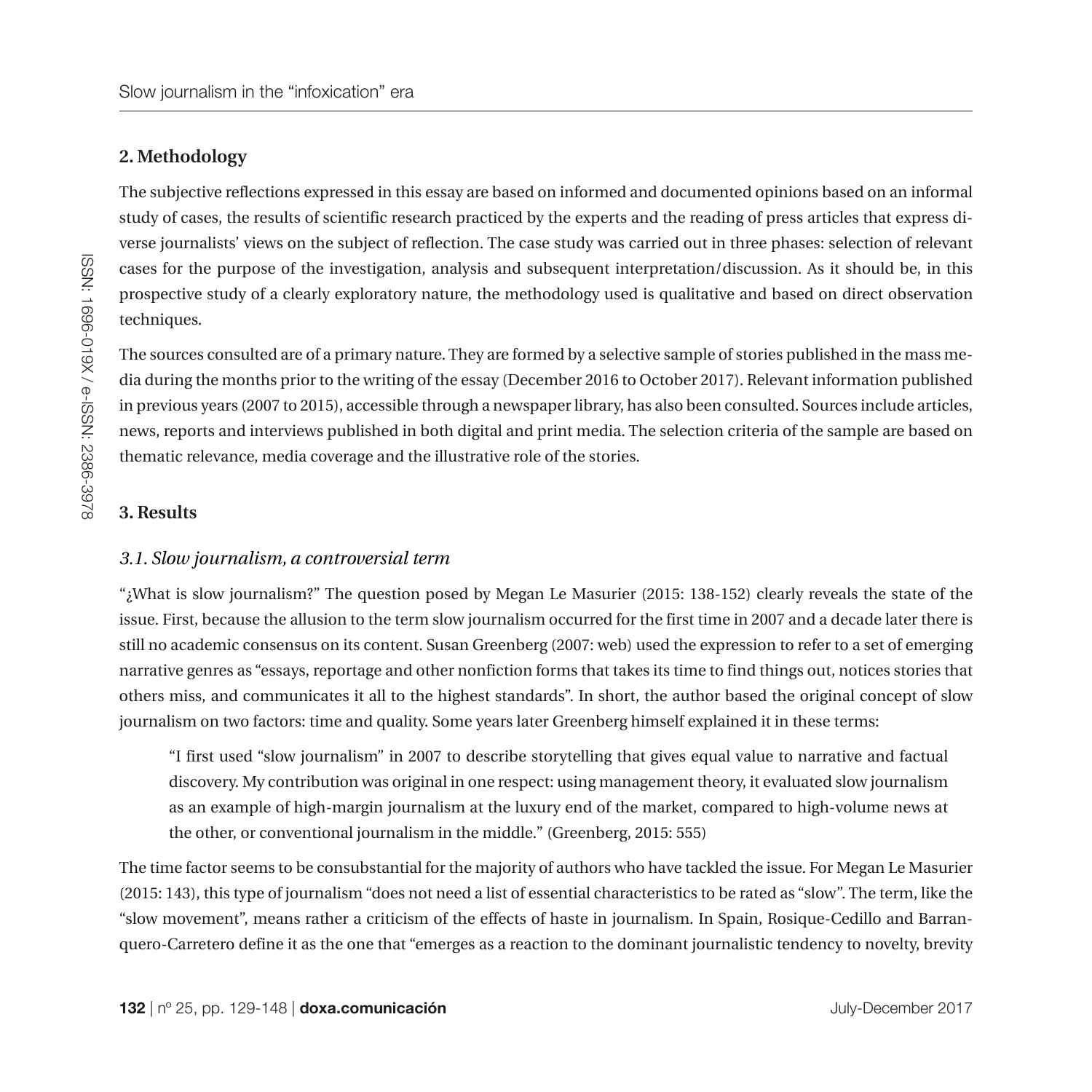## 2. Methodology

The subjective reflections expressed in this essay are based on informed and documented opinions based on an informal study of cases, the results of scientific research practiced by the experts and the reading of press articles that express diverse journalists' views on the subject of reflection. The case study was carried out in three phases: selection of relevant cases for the purpose of the investigation, analysis and subsequent interpretation/discussion. As it should be, in this prospective study of a clearly exploratory nature, the methodology used is qualitative and based on direct observation techniques.

The sources consulted are of a primary nature. They are formed by a selective sample of stories published in the mass media during the months prior to the writing of the essay (December 2016 to October 2017). Relevant information published in previous years (2007 to 2015), accessible through a newspaper library, has also been consulted. Sources include articles, news, reports and interviews published in both digital and print media. The selection criteria of the sample are based on thematic relevance, media coverage and the illustrative role of the stories.

## 3. Results

### *3.1. Slow journalism, a controversial term*

"¿What is slow journalism?" The question posed by Megan Le Masurier (2015: 138-152) clearly reveals the state of the issue. First, because the allusion to the term slow journalism occurred for the first time in 2007 and a decade later there is still no academic consensus on its content. Susan Greenberg (2007: web) used the expression to refer to a set of emerging narrative genres as "essays, reportage and other nonfiction forms that takes its time to find things out, notices stories that others miss, and communicates it all to the highest standards". In short, the author based the original concept of slow journalism on two factors: time and quality. Some years later Greenberg himself explained it in these terms:

> "I first used "slow journalism" in 2007 to describe storytelling that gives equal value to narrative and factual discovery. My contribution was original in one respect: using management theory, it evaluated slow journalism as an example of high-margin journalism at the luxury end of the market, compared to high-volume news at the other, or conventional journalism in the middle." (Greenberg, 2015: 555)

The time factor seems to be consubstantial for the majority of authors who have tackled the issue. For Megan Le Masurier (2015: 143), this type of journalism "does not need a list of essential characteristics to be rated as "slow". The term, like the "slow movement", means rather a criticism of the effects of haste in journalism. In Spain, Rosique-Cedillo and Barranquero-Carretero define it as the one that "emerges as a reaction to the dominant journalistic tendency to novelty, brevity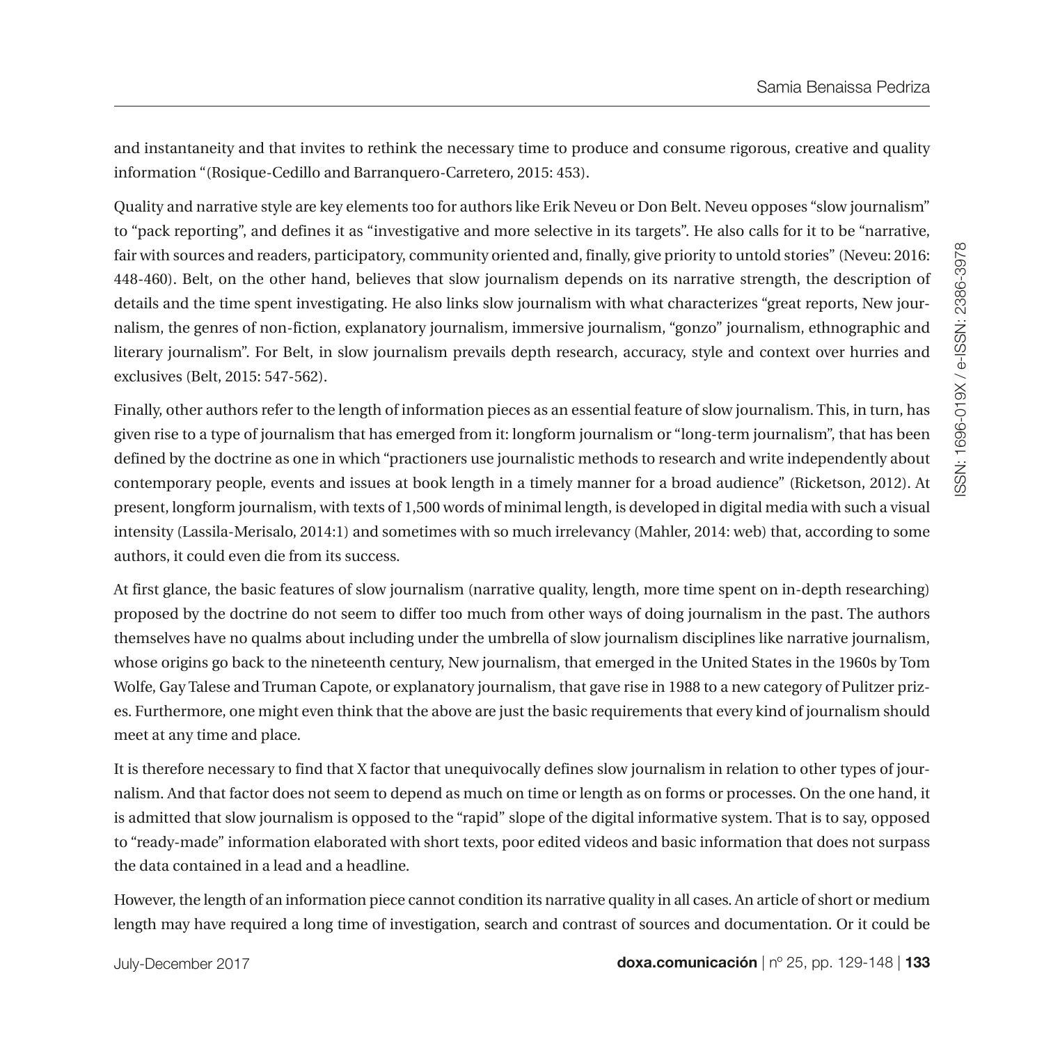and instantaneity and that invites to rethink the necessary time to produce and consume rigorous, creative and quality information "(Rosique-Cedillo and Barranquero-Carretero, 2015: 453).

Quality and narrative style are key elements too for authors like Erik Neveu or Don Belt. Neveu opposes "slow journalism" to "pack reporting", and defines it as "investigative and more selective in its targets". He also calls for it to be "narrative, fair with sources and readers, participatory, community oriented and, finally, give priority to untold stories" (Neveu: 2016: 448-460). Belt, on the other hand, believes that slow journalism depends on its narrative strength, the description of details and the time spent investigating. He also links slow journalism with what characterizes "great reports, New journalism, the genres of non-fiction, explanatory journalism, immersive journalism, "gonzo" journalism, ethnographic and literary journalism". For Belt, in slow journalism prevails depth research, accuracy, style and context over hurries and exclusives (Belt, 2015: 547-562).

Finally, other authors refer to the length of information pieces as an essential feature of slow journalism. This, in turn, has given rise to a type of journalism that has emerged from it: longform journalism or "long-term journalism", that has been defined by the doctrine as one in which "practioners use journalistic methods to research and write independently about contemporary people, events and issues at book length in a timely manner for a broad audience" (Ricketson, 2012). At present, longform journalism, with texts of 1,500 words of minimal length, is developed in digital media with such a visual intensity (Lassila-Merisalo, 2014:1) and sometimes with so much irrelevancy (Mahler, 2014: web) that, according to some authors, it could even die from its success.

At first glance, the basic features of slow journalism (narrative quality, length, more time spent on in-depth researching) proposed by the doctrine do not seem to differ too much from other ways of doing journalism in the past. The authors themselves have no qualms about including under the umbrella of slow journalism disciplines like narrative journalism, whose origins go back to the nineteenth century, New journalism, that emerged in the United States in the 1960s by Tom Wolfe, Gay Talese and Truman Capote, or explanatory journalism, that gave rise in 1988 to a new category of Pulitzer prizes. Furthermore, one might even think that the above are just the basic requirements that every kind of journalism should meet at any time and place.

It is therefore necessary to find that X factor that unequivocally defines slow journalism in relation to other types of journalism. And that factor does not seem to depend as much on time or length as on forms or processes. On the one hand, it is admitted that slow journalism is opposed to the "rapid" slope of the digital informative system. That is to say, opposed to "ready-made" information elaborated with short texts, poor edited videos and basic information that does not surpass the data contained in a lead and a headline.

However, the length of an information piece cannot condition its narrative quality in all cases. An article of short or medium length may have required a long time of investigation, search and contrast of sources and documentation. Or it could be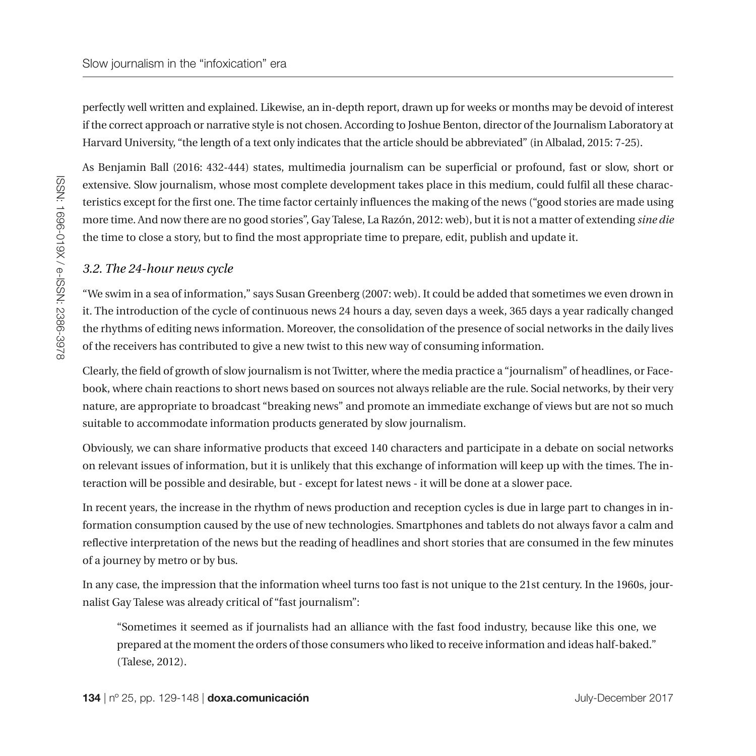perfectly well written and explained. Likewise, an in-depth report, drawn up for weeks or months may be devoid of interest if the correct approach or narrative style is not chosen. According to Joshue Benton, director of the Journalism Laboratory at Harvard University, "the length of a text only indicates that the article should be abbreviated" (in Albalad, 2015: 7-25).

As Benjamin Ball (2016: 432-444) states, multimedia journalism can be superficial or profound, fast or slow, short or extensive. Slow journalism, whose most complete development takes place in this medium, could fulfil all these characteristics except for the first one. The time factor certainly influences the making of the news ("good stories are made using more time. And now there are no good stories", Gay Talese, La Razón, 2012: web), but it is not a matter of extending *sine die* the time to close a story, but to find the most appropriate time to prepare, edit, publish and update it.

### *3.2. The 24-hour news cycle*

"We swim in a sea of information," says Susan Greenberg (2007: web). It could be added that sometimes we even drown in it. The introduction of the cycle of continuous news 24 hours a day, seven days a week, 365 days a year radically changed the rhythms of editing news information. Moreover, the consolidation of the presence of social networks in the daily lives of the receivers has contributed to give a new twist to this new way of consuming information.

Clearly, the field of growth of slow journalism is not Twitter, where the media practice a "journalism" of headlines, or Facebook, where chain reactions to short news based on sources not always reliable are the rule. Social networks, by their very nature, are appropriate to broadcast "breaking news" and promote an immediate exchange of views but are not so much suitable to accommodate information products generated by slow journalism.

Obviously, we can share informative products that exceed 140 characters and participate in a debate on social networks on relevant issues of information, but it is unlikely that this exchange of information will keep up with the times. The interaction will be possible and desirable, but - except for latest news - it will be done at a slower pace.

In recent years, the increase in the rhythm of news production and reception cycles is due in large part to changes in information consumption caused by the use of new technologies. Smartphones and tablets do not always favor a calm and reflective interpretation of the news but the reading of headlines and short stories that are consumed in the few minutes of a journey by metro or by bus.

In any case, the impression that the information wheel turns too fast is not unique to the 21st century. In the 1960s, journalist Gay Talese was already critical of "fast journalism":

> "Sometimes it seemed as if journalists had an alliance with the fast food industry, because like this one, we prepared at the moment the orders of those consumers who liked to receive information and ideas half-baked." (Talese, 2012).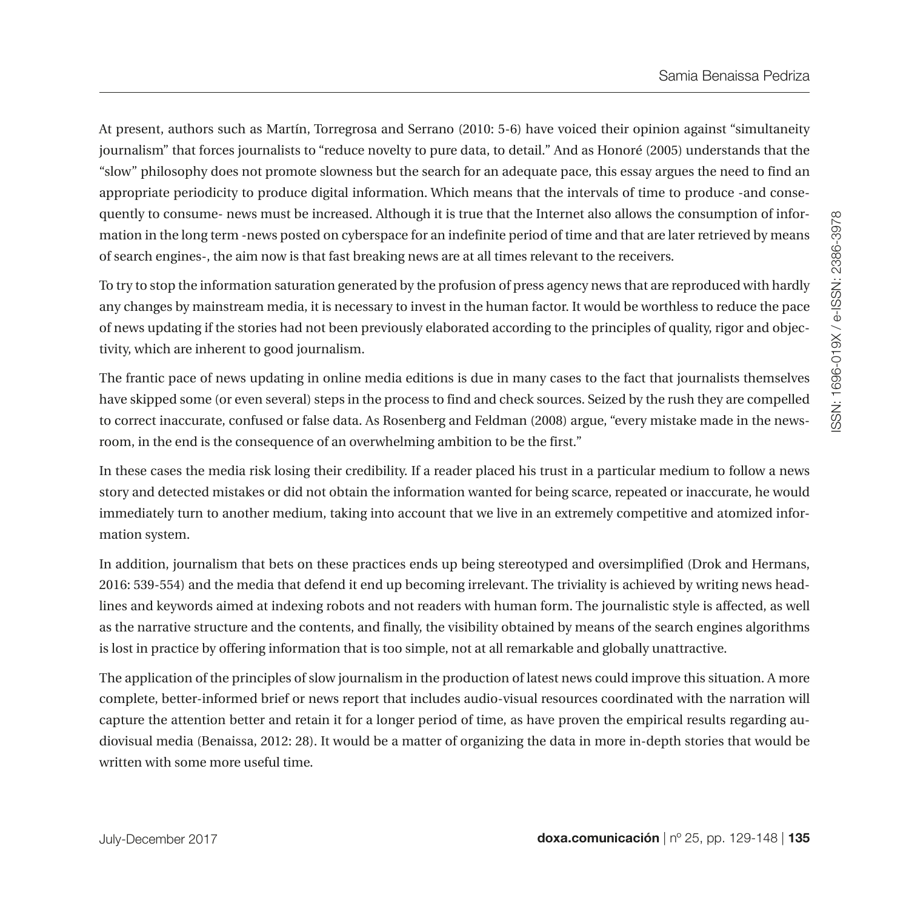At present, authors such as Martín, Torregrosa and Serrano (2010: 5-6) have voiced their opinion against "simultaneity journalism" that forces journalists to "reduce novelty to pure data, to detail." And as Honoré (2005) understands that the "slow" philosophy does not promote slowness but the search for an adequate pace, this essay argues the need to find an appropriate periodicity to produce digital information. Which means that the intervals of time to produce -and consequently to consume- news must be increased. Although it is true that the Internet also allows the consumption of information in the long term -news posted on cyberspace for an indefinite period of time and that are later retrieved by means of search engines-, the aim now is that fast breaking news are at all times relevant to the receivers.

To try to stop the information saturation generated by the profusion of press agency news that are reproduced with hardly any changes by mainstream media, it is necessary to invest in the human factor. It would be worthless to reduce the pace of news updating if the stories had not been previously elaborated according to the principles of quality, rigor and objectivity, which are inherent to good journalism.

The frantic pace of news updating in online media editions is due in many cases to the fact that journalists themselves have skipped some (or even several) steps in the process to find and check sources. Seized by the rush they are compelled to correct inaccurate, confused or false data. As Rosenberg and Feldman (2008) argue, "every mistake made in the newsroom, in the end is the consequence of an overwhelming ambition to be the first."

In these cases the media risk losing their credibility. If a reader placed his trust in a particular medium to follow a news story and detected mistakes or did not obtain the information wanted for being scarce, repeated or inaccurate, he would immediately turn to another medium, taking into account that we live in an extremely competitive and atomized information system.

In addition, journalism that bets on these practices ends up being stereotyped and oversimplified (Drok and Hermans, 2016: 539-554) and the media that defend it end up becoming irrelevant. The triviality is achieved by writing news headlines and keywords aimed at indexing robots and not readers with human form. The journalistic style is affected, as well as the narrative structure and the contents, and finally, the visibility obtained by means of the search engines algorithms is lost in practice by offering information that is too simple, not at all remarkable and globally unattractive.

The application of the principles of slow journalism in the production of latest news could improve this situation. A more complete, better-informed brief or news report that includes audio-visual resources coordinated with the narration will capture the attention better and retain it for a longer period of time, as have proven the empirical results regarding audiovisual media (Benaissa, 2012: 28). It would be a matter of organizing the data in more in-depth stories that would be written with some more useful time.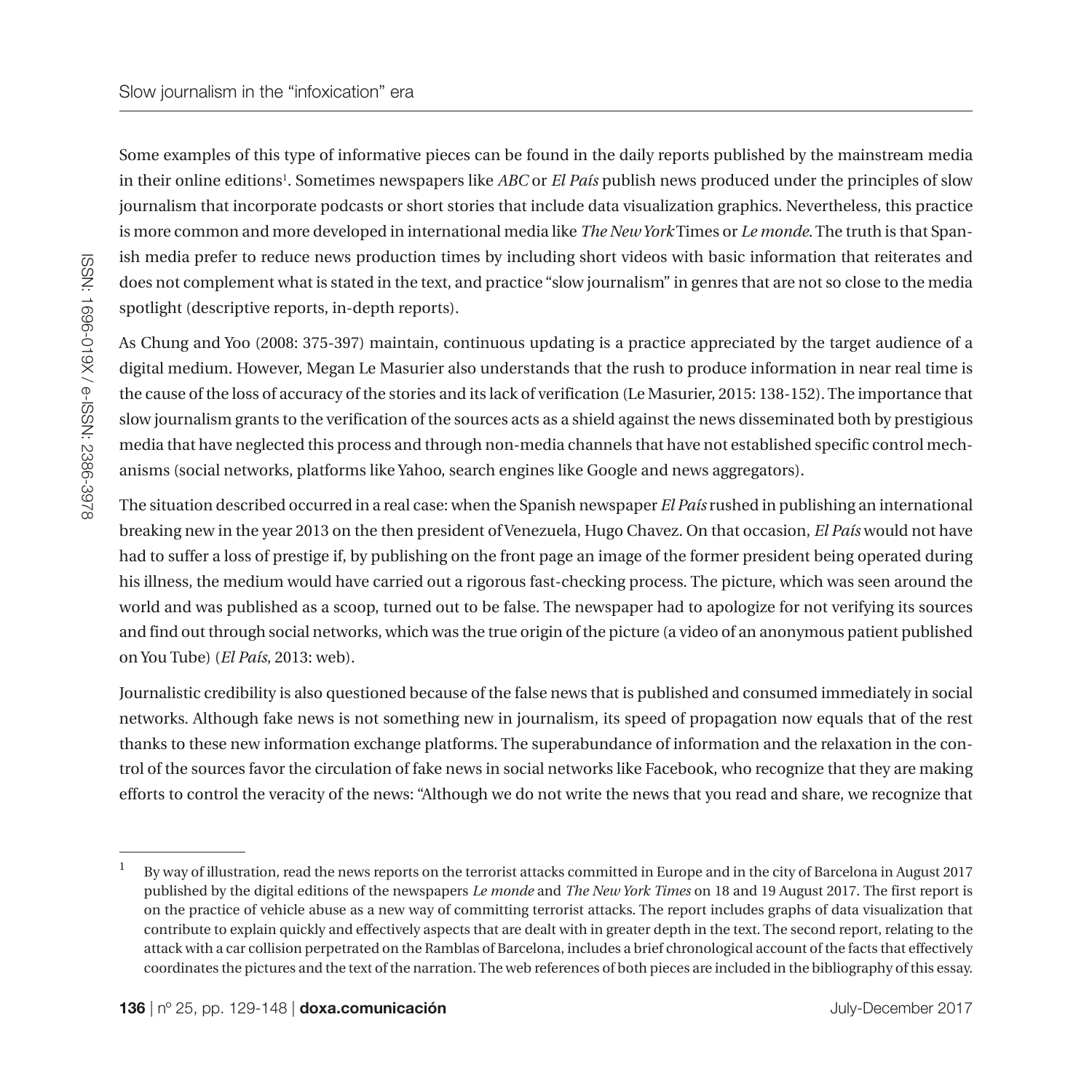Some examples of this type of informative pieces can be found in the daily reports published by the mainstream media in their online editions[1]. Sometimes newspapers like *ABC* or *El País* publish news produced under the principles of slow journalism that incorporate podcasts or short stories that include data visualization graphics. Nevertheless, this practice is more common and more developed in international media like *The New York* Times or *Le monde*. The truth is that Spanish media prefer to reduce news production times by including short videos with basic information that reiterates and does not complement what is stated in the text, and practice "slow journalism" in genres that are not so close to the media spotlight (descriptive reports, in-depth reports).

As Chung and Yoo (2008: 375-397) maintain, continuous updating is a practice appreciated by the target audience of a digital medium. However, Megan Le Masurier also understands that the rush to produce information in near real time is the cause of the loss of accuracy of the stories and its lack of verification (Le Masurier, 2015: 138-152). The importance that slow journalism grants to the verification of the sources acts as a shield against the news disseminated both by prestigious media that have neglected this process and through non-media channels that have not established specific control mechanisms (social networks, platforms like Yahoo, search engines like Google and news aggregators).

The situation described occurred in a real case: when the Spanish newspaper *El País* rushed in publishing an international breaking new in the year 2013 on the then president of Venezuela, Hugo Chavez. On that occasion, *El País* would not have had to suffer a loss of prestige if, by publishing on the front page an image of the former president being operated during his illness, the medium would have carried out a rigorous fast-checking process. The picture, which was seen around the world and was published as a scoop, turned out to be false. The newspaper had to apologize for not verifying its sources and find out through social networks, which was the true origin of the picture (a video of an anonymous patient published on You Tube) (*El País*, 2013: web).

Journalistic credibility is also questioned because of the false news that is published and consumed immediately in social networks. Although fake news is not something new in journalism, its speed of propagation now equals that of the rest thanks to these new information exchange platforms. The superabundance of information and the relaxation in the control of the sources favor the circulation of fake news in social networks like Facebook, who recognize that they are making efforts to control the veracity of the news: "Although we do not write the news that you read and share, we recognize that

---

[1] By way of illustration, read the news reports on the terrorist attacks committed in Europe and in the city of Barcelona in August 2017 published by the digital editions of the newspapers *Le monde* and *The New York Times* on 18 and 19 August 2017. The first report is on the practice of vehicle abuse as a new way of committing terrorist attacks. The report includes graphs of data visualization that contribute to explain quickly and effectively aspects that are dealt with in greater depth in the text. The second report, relating to the attack with a car collision perpetrated on the Ramblas of Barcelona, includes a brief chronological account of the facts that effectively coordinates the pictures and the text of the narration. The web references of both pieces are included in the bibliography of this essay.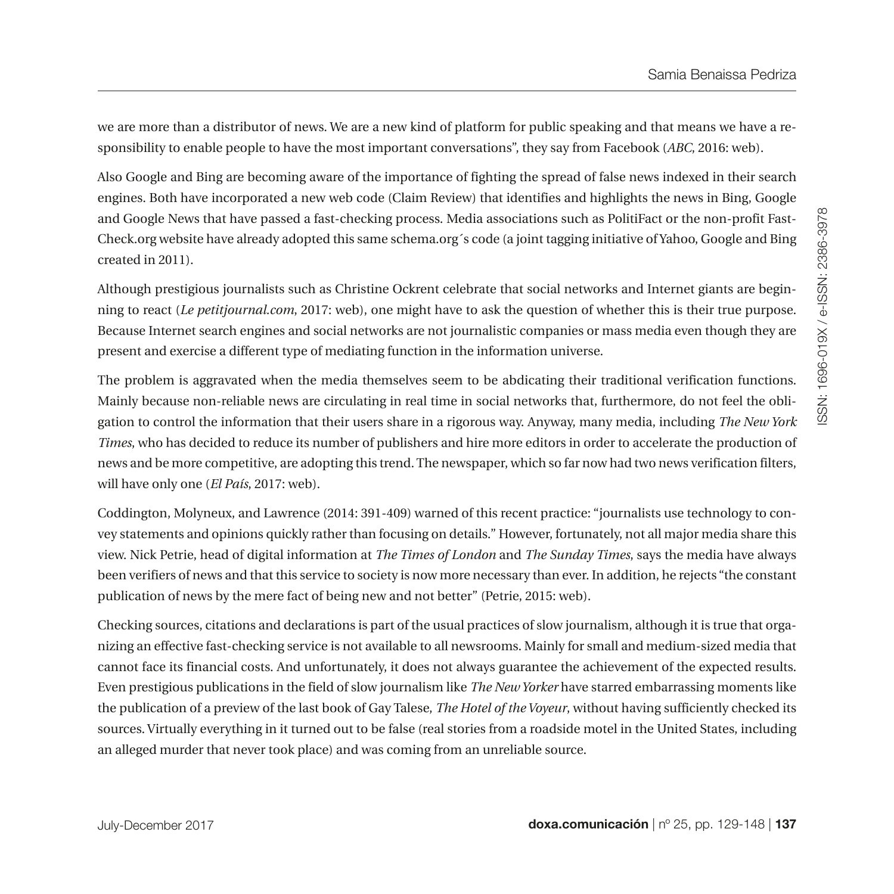we are more than a distributor of news. We are a new kind of platform for public speaking and that means we have a responsibility to enable people to have the most important conversations", they say from Facebook (*ABC*, 2016: web).

Also Google and Bing are becoming aware of the importance of fighting the spread of false news indexed in their search engines. Both have incorporated a new web code (Claim Review) that identifies and highlights the news in Bing, Google and Google News that have passed a fast-checking process. Media associations such as PolitiFact or the non-profit Fast-Check.org website have already adopted this same schema.org´s code (a joint tagging initiative of Yahoo, Google and Bing created in 2011).

Although prestigious journalists such as Christine Ockrent celebrate that social networks and Internet giants are beginning to react (*Le petitjournal.com*, 2017: web), one might have to ask the question of whether this is their true purpose. Because Internet search engines and social networks are not journalistic companies or mass media even though they are present and exercise a different type of mediating function in the information universe.

The problem is aggravated when the media themselves seem to be abdicating their traditional verification functions. Mainly because non-reliable news are circulating in real time in social networks that, furthermore, do not feel the obligation to control the information that their users share in a rigorous way. Anyway, many media, including *The New York Times*, who has decided to reduce its number of publishers and hire more editors in order to accelerate the production of news and be more competitive, are adopting this trend. The newspaper, which so far now had two news verification filters, will have only one (*El País*, 2017: web).

Coddington, Molyneux, and Lawrence (2014: 391-409) warned of this recent practice: "journalists use technology to convey statements and opinions quickly rather than focusing on details." However, fortunately, not all major media share this view. Nick Petrie, head of digital information at *The Times of London* and *The Sunday Times*, says the media have always been verifiers of news and that this service to society is now more necessary than ever. In addition, he rejects "the constant publication of news by the mere fact of being new and not better" (Petrie, 2015: web).

Checking sources, citations and declarations is part of the usual practices of slow journalism, although it is true that organizing an effective fast-checking service is not available to all newsrooms. Mainly for small and medium-sized media that cannot face its financial costs. And unfortunately, it does not always guarantee the achievement of the expected results. Even prestigious publications in the field of slow journalism like *The New Yorker* have starred embarrassing moments like the publication of a preview of the last book of Gay Talese, *The Hotel of the Voyeur*, without having sufficiently checked its sources. Virtually everything in it turned out to be false (real stories from a roadside motel in the United States, including an alleged murder that never took place) and was coming from an unreliable source.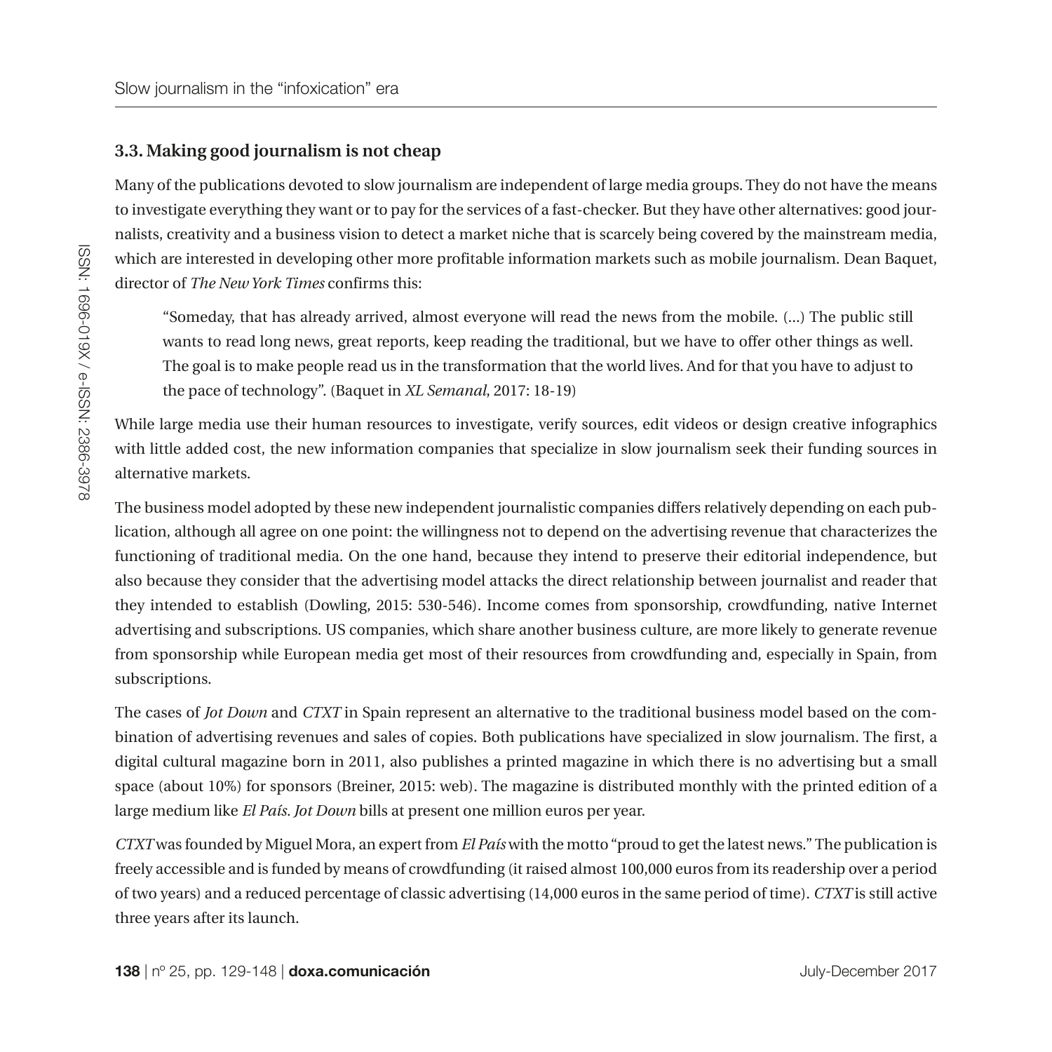### 3.3. Making good journalism is not cheap

Many of the publications devoted to slow journalism are independent of large media groups. They do not have the means to investigate everything they want or to pay for the services of a fast-checker. But they have other alternatives: good journalists, creativity and a business vision to detect a market niche that is scarcely being covered by the mainstream media, which are interested in developing other more profitable information markets such as mobile journalism. Dean Baquet, director of *The New York Times* confirms this:

> "Someday, that has already arrived, almost everyone will read the news from the mobile. (...) The public still wants to read long news, great reports, keep reading the traditional, but we have to offer other things as well. The goal is to make people read us in the transformation that the world lives. And for that you have to adjust to the pace of technology". (Baquet in *XL Semanal*, 2017: 18-19)

While large media use their human resources to investigate, verify sources, edit videos or design creative infographics with little added cost, the new information companies that specialize in slow journalism seek their funding sources in alternative markets.

The business model adopted by these new independent journalistic companies differs relatively depending on each publication, although all agree on one point: the willingness not to depend on the advertising revenue that characterizes the functioning of traditional media. On the one hand, because they intend to preserve their editorial independence, but also because they consider that the advertising model attacks the direct relationship between journalist and reader that they intended to establish (Dowling, 2015: 530-546). Income comes from sponsorship, crowdfunding, native Internet advertising and subscriptions. US companies, which share another business culture, are more likely to generate revenue from sponsorship while European media get most of their resources from crowdfunding and, especially in Spain, from subscriptions.

The cases of *Jot Down* and *CTXT* in Spain represent an alternative to the traditional business model based on the combination of advertising revenues and sales of copies. Both publications have specialized in slow journalism. The first, a digital cultural magazine born in 2011, also publishes a printed magazine in which there is no advertising but a small space (about 10%) for sponsors (Breiner, 2015: web). The magazine is distributed monthly with the printed edition of a large medium like *El País*. *Jot Down* bills at present one million euros per year.

*CTXT* was founded by Miguel Mora, an expert from *El País* with the motto "proud to get the latest news." The publication is freely accessible and is funded by means of crowdfunding (it raised almost 100,000 euros from its readership over a period of two years) and a reduced percentage of classic advertising (14,000 euros in the same period of time). *CTXT* is still active three years after its launch.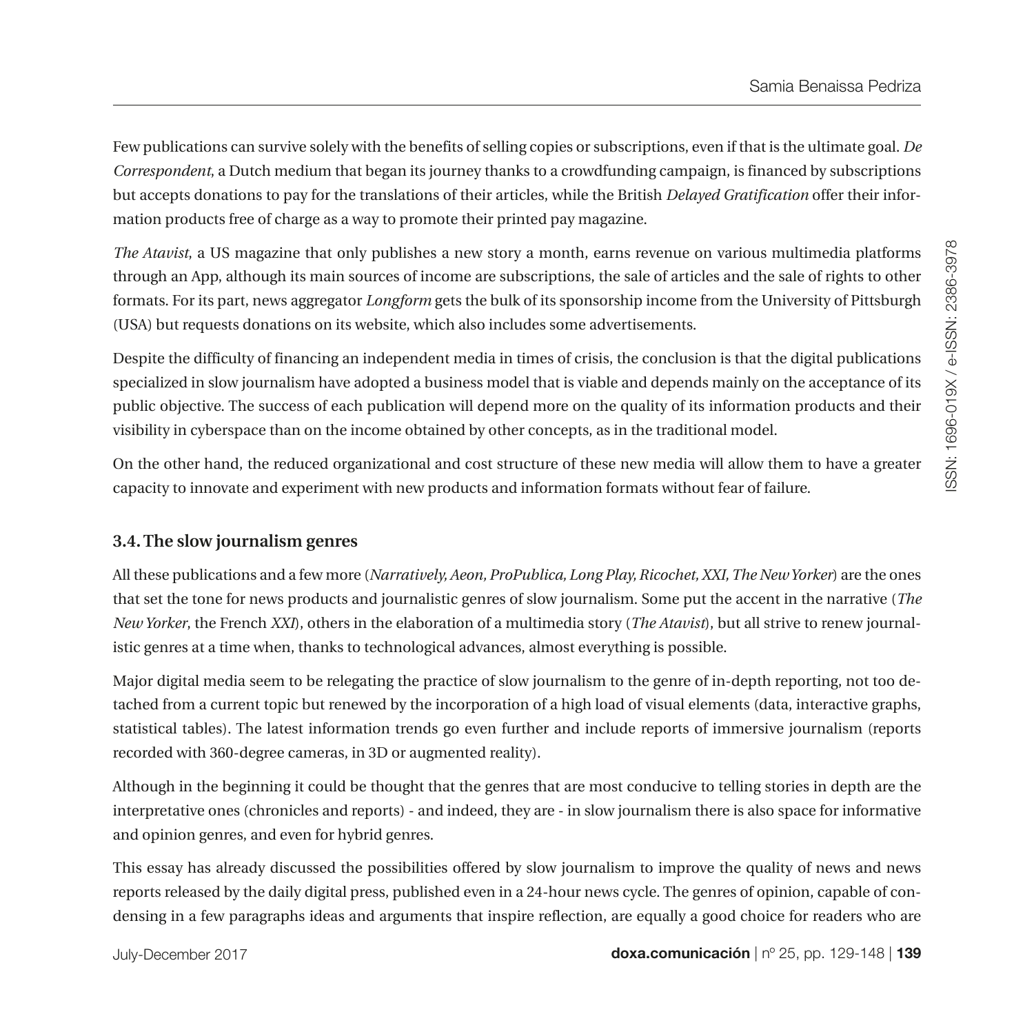Few publications can survive solely with the benefits of selling copies or subscriptions, even if that is the ultimate goal. *De Correspondent*, a Dutch medium that began its journey thanks to a crowdfunding campaign, is financed by subscriptions but accepts donations to pay for the translations of their articles, while the British *Delayed Gratification* offer their information products free of charge as a way to promote their printed pay magazine.

*The Atavist*, a US magazine that only publishes a new story a month, earns revenue on various multimedia platforms through an App, although its main sources of income are subscriptions, the sale of articles and the sale of rights to other formats. For its part, news aggregator *Longform* gets the bulk of its sponsorship income from the University of Pittsburgh (USA) but requests donations on its website, which also includes some advertisements.

Despite the difficulty of financing an independent media in times of crisis, the conclusion is that the digital publications specialized in slow journalism have adopted a business model that is viable and depends mainly on the acceptance of its public objective. The success of each publication will depend more on the quality of its information products and their visibility in cyberspace than on the income obtained by other concepts, as in the traditional model.

On the other hand, the reduced organizational and cost structure of these new media will allow them to have a greater capacity to innovate and experiment with new products and information formats without fear of failure.

### 3.4. The slow journalism genres

All these publications and a few more (*Narratively, Aeon, ProPublica, Long Play, Ricochet, XXI, The New Yorker*) are the ones that set the tone for news products and journalistic genres of slow journalism. Some put the accent in the narrative (*The New Yorker*, the French *XXI*), others in the elaboration of a multimedia story (*The Atavist*), but all strive to renew journalistic genres at a time when, thanks to technological advances, almost everything is possible.

Major digital media seem to be relegating the practice of slow journalism to the genre of in-depth reporting, not too detached from a current topic but renewed by the incorporation of a high load of visual elements (data, interactive graphs, statistical tables). The latest information trends go even further and include reports of immersive journalism (reports recorded with 360-degree cameras, in 3D or augmented reality).

Although in the beginning it could be thought that the genres that are most conducive to telling stories in depth are the interpretative ones (chronicles and reports) - and indeed, they are - in slow journalism there is also space for informative and opinion genres, and even for hybrid genres.

This essay has already discussed the possibilities offered by slow journalism to improve the quality of news and news reports released by the daily digital press, published even in a 24-hour news cycle. The genres of opinion, capable of condensing in a few paragraphs ideas and arguments that inspire reflection, are equally a good choice for readers who are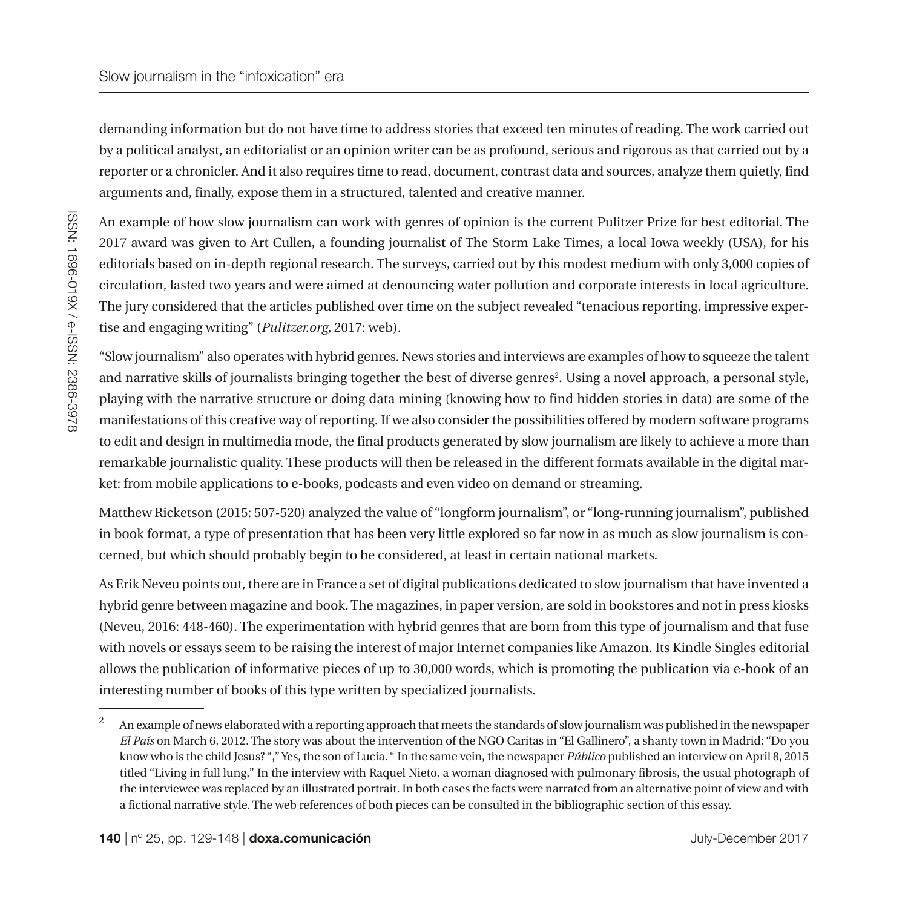demanding information but do not have time to address stories that exceed ten minutes of reading. The work carried out by a political analyst, an editorialist or an opinion writer can be as profound, serious and rigorous as that carried out by a reporter or a chronicler. And it also requires time to read, document, contrast data and sources, analyze them quietly, find arguments and, finally, expose them in a structured, talented and creative manner.

An example of how slow journalism can work with genres of opinion is the current Pulitzer Prize for best editorial. The 2017 award was given to Art Cullen, a founding journalist of The Storm Lake Times, a local Iowa weekly (USA), for his editorials based on in-depth regional research. The surveys, carried out by this modest medium with only 3,000 copies of circulation, lasted two years and were aimed at denouncing water pollution and corporate interests in local agriculture. The jury considered that the articles published over time on the subject revealed "tenacious reporting, impressive expertise and engaging writing" (*Pulitzer.org*, 2017: web).

"Slow journalism" also operates with hybrid genres. News stories and interviews are examples of how to squeeze the talent and narrative skills of journalists bringing together the best of diverse genres[2]. Using a novel approach, a personal style, playing with the narrative structure or doing data mining (knowing how to find hidden stories in data) are some of the manifestations of this creative way of reporting. If we also consider the possibilities offered by modern software programs to edit and design in multimedia mode, the final products generated by slow journalism are likely to achieve a more than remarkable journalistic quality. These products will then be released in the different formats available in the digital market: from mobile applications to e-books, podcasts and even video on demand or streaming.

Matthew Ricketson (2015: 507-520) analyzed the value of "longform journalism", or "long-running journalism", published in book format, a type of presentation that has been very little explored so far now in as much as slow journalism is concerned, but which should probably begin to be considered, at least in certain national markets.

As Erik Neveu points out, there are in France a set of digital publications dedicated to slow journalism that have invented a hybrid genre between magazine and book. The magazines, in paper version, are sold in bookstores and not in press kiosks (Neveu, 2016: 448-460). The experimentation with hybrid genres that are born from this type of journalism and that fuse with novels or essays seem to be raising the interest of major Internet companies like Amazon. Its Kindle Singles editorial allows the publication of informative pieces of up to 30,000 words, which is promoting the publication via e-book of an interesting number of books of this type written by specialized journalists.

---

[2] An example of news elaborated with a reporting approach that meets the standards of slow journalism was published in the newspaper *El País* on March 6, 2012. The story was about the intervention of the NGO Caritas in "El Gallinero", a shanty town in Madrid: "Do you know who is the child Jesus? "," Yes, the son of Lucia. " In the same vein, the newspaper *Público* published an interview on April 8, 2015 titled "Living in full lung." In the interview with Raquel Nieto, a woman diagnosed with pulmonary fibrosis, the usual photograph of the interviewee was replaced by an illustrated portrait. In both cases the facts were narrated from an alternative point of view and with a fictional narrative style. The web references of both pieces can be consulted in the bibliographic section of this essay.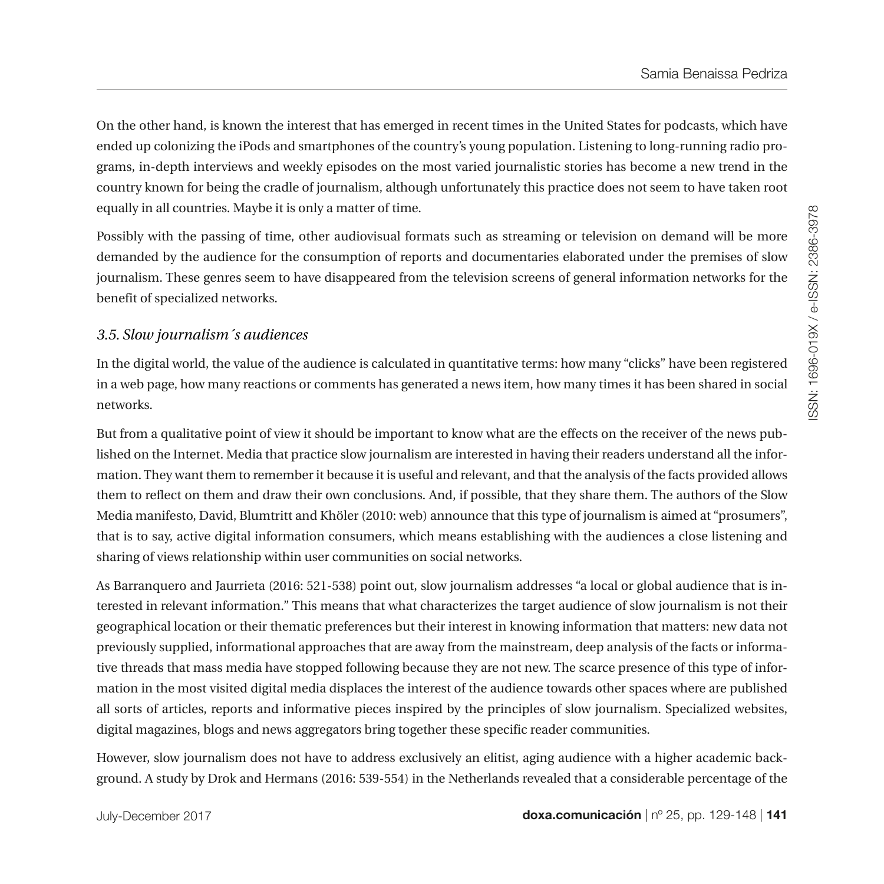On the other hand, is known the interest that has emerged in recent times in the United States for podcasts, which have ended up colonizing the iPods and smartphones of the country's young population. Listening to long-running radio programs, in-depth interviews and weekly episodes on the most varied journalistic stories has become a new trend in the country known for being the cradle of journalism, although unfortunately this practice does not seem to have taken root equally in all countries. Maybe it is only a matter of time.

Possibly with the passing of time, other audiovisual formats such as streaming or television on demand will be more demanded by the audience for the consumption of reports and documentaries elaborated under the premises of slow journalism. These genres seem to have disappeared from the television screens of general information networks for the benefit of specialized networks.

### *3.5. Slow journalism´s audiences*

In the digital world, the value of the audience is calculated in quantitative terms: how many "clicks" have been registered in a web page, how many reactions or comments has generated a news item, how many times it has been shared in social networks.

But from a qualitative point of view it should be important to know what are the effects on the receiver of the news published on the Internet. Media that practice slow journalism are interested in having their readers understand all the information. They want them to remember it because it is useful and relevant, and that the analysis of the facts provided allows them to reflect on them and draw their own conclusions. And, if possible, that they share them. The authors of the Slow Media manifesto, David, Blumtritt and Khöler (2010: web) announce that this type of journalism is aimed at "prosumers", that is to say, active digital information consumers, which means establishing with the audiences a close listening and sharing of views relationship within user communities on social networks.

As Barranquero and Jaurrieta (2016: 521-538) point out, slow journalism addresses "a local or global audience that is interested in relevant information." This means that what characterizes the target audience of slow journalism is not their geographical location or their thematic preferences but their interest in knowing information that matters: new data not previously supplied, informational approaches that are away from the mainstream, deep analysis of the facts or informative threads that mass media have stopped following because they are not new. The scarce presence of this type of information in the most visited digital media displaces the interest of the audience towards other spaces where are published all sorts of articles, reports and informative pieces inspired by the principles of slow journalism. Specialized websites, digital magazines, blogs and news aggregators bring together these specific reader communities.

However, slow journalism does not have to address exclusively an elitist, aging audience with a higher academic background. A study by Drok and Hermans (2016: 539-554) in the Netherlands revealed that a considerable percentage of the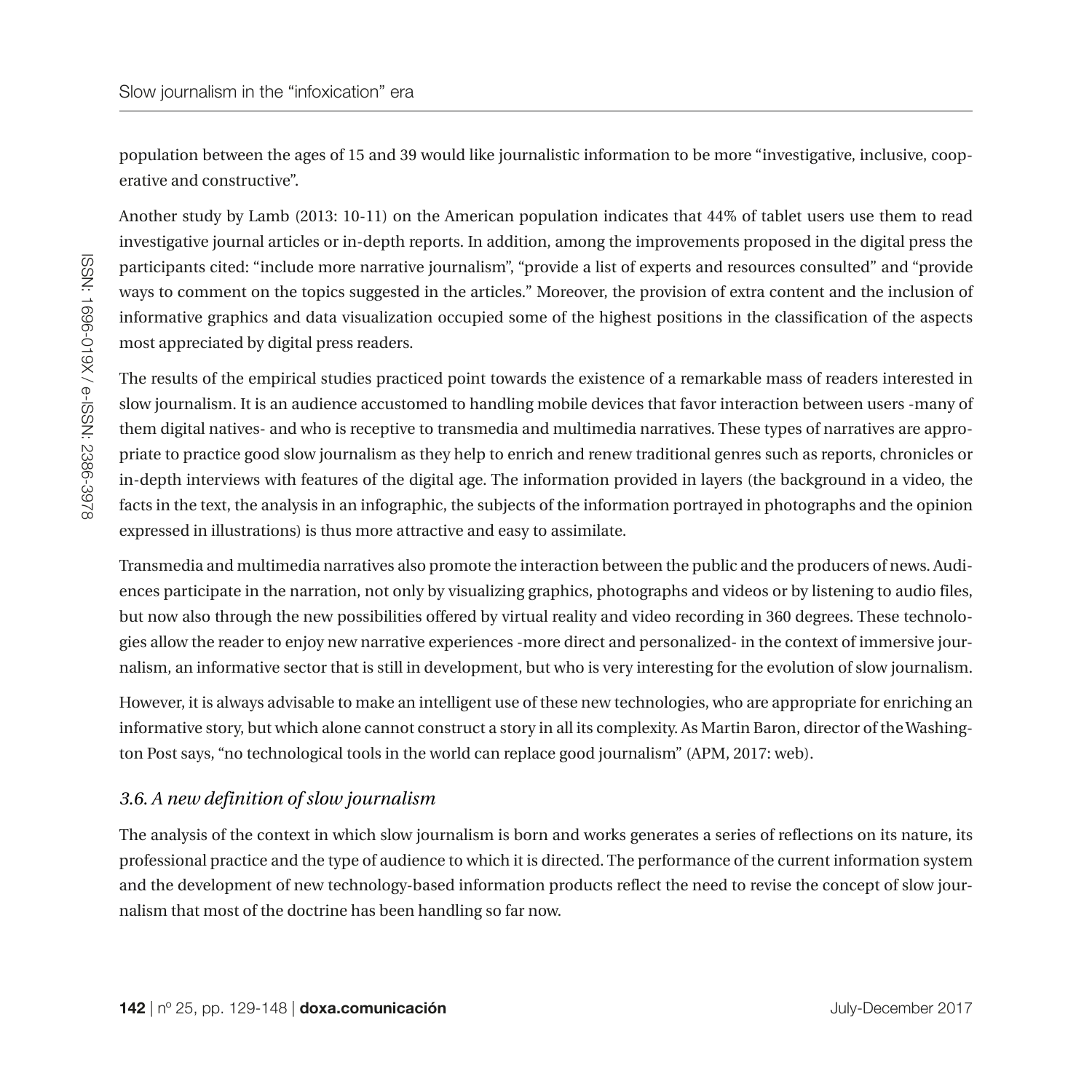population between the ages of 15 and 39 would like journalistic information to be more "investigative, inclusive, cooperative and constructive".

Another study by Lamb (2013: 10-11) on the American population indicates that 44% of tablet users use them to read investigative journal articles or in-depth reports. In addition, among the improvements proposed in the digital press the participants cited: "include more narrative journalism", "provide a list of experts and resources consulted" and "provide ways to comment on the topics suggested in the articles." Moreover, the provision of extra content and the inclusion of informative graphics and data visualization occupied some of the highest positions in the classification of the aspects most appreciated by digital press readers.

The results of the empirical studies practiced point towards the existence of a remarkable mass of readers interested in slow journalism. It is an audience accustomed to handling mobile devices that favor interaction between users -many of them digital natives- and who is receptive to transmedia and multimedia narratives. These types of narratives are appropriate to practice good slow journalism as they help to enrich and renew traditional genres such as reports, chronicles or in-depth interviews with features of the digital age. The information provided in layers (the background in a video, the facts in the text, the analysis in an infographic, the subjects of the information portrayed in photographs and the opinion expressed in illustrations) is thus more attractive and easy to assimilate.

Transmedia and multimedia narratives also promote the interaction between the public and the producers of news. Audiences participate in the narration, not only by visualizing graphics, photographs and videos or by listening to audio files, but now also through the new possibilities offered by virtual reality and video recording in 360 degrees. These technologies allow the reader to enjoy new narrative experiences -more direct and personalized- in the context of immersive journalism, an informative sector that is still in development, but who is very interesting for the evolution of slow journalism.

However, it is always advisable to make an intelligent use of these new technologies, who are appropriate for enriching an informative story, but which alone cannot construct a story in all its complexity. As Martin Baron, director of the Washington Post says, "no technological tools in the world can replace good journalism" (APM, 2017: web).

### *3.6. A new definition of slow journalism*

The analysis of the context in which slow journalism is born and works generates a series of reflections on its nature, its professional practice and the type of audience to which it is directed. The performance of the current information system and the development of new technology-based information products reflect the need to revise the concept of slow journalism that most of the doctrine has been handling so far now.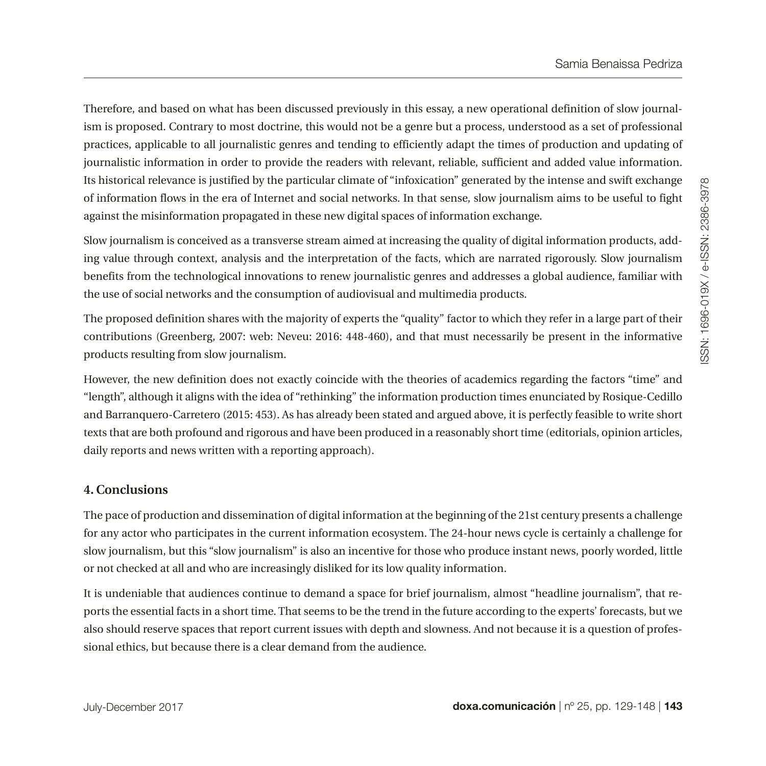Therefore, and based on what has been discussed previously in this essay, a new operational definition of slow journalism is proposed. Contrary to most doctrine, this would not be a genre but a process, understood as a set of professional practices, applicable to all journalistic genres and tending to efficiently adapt the times of production and updating of journalistic information in order to provide the readers with relevant, reliable, sufficient and added value information. Its historical relevance is justified by the particular climate of "infoxication" generated by the intense and swift exchange of information flows in the era of Internet and social networks. In that sense, slow journalism aims to be useful to fight against the misinformation propagated in these new digital spaces of information exchange.

Slow journalism is conceived as a transverse stream aimed at increasing the quality of digital information products, adding value through context, analysis and the interpretation of the facts, which are narrated rigorously. Slow journalism benefits from the technological innovations to renew journalistic genres and addresses a global audience, familiar with the use of social networks and the consumption of audiovisual and multimedia products.

The proposed definition shares with the majority of experts the "quality" factor to which they refer in a large part of their contributions (Greenberg, 2007: web: Neveu: 2016: 448-460), and that must necessarily be present in the informative products resulting from slow journalism.

However, the new definition does not exactly coincide with the theories of academics regarding the factors "time" and "length", although it aligns with the idea of "rethinking" the information production times enunciated by Rosique-Cedillo and Barranquero-Carretero (2015: 453). As has already been stated and argued above, it is perfectly feasible to write short texts that are both profound and rigorous and have been produced in a reasonably short time (editorials, opinion articles, daily reports and news written with a reporting approach).

## 4. Conclusions

The pace of production and dissemination of digital information at the beginning of the 21st century presents a challenge for any actor who participates in the current information ecosystem. The 24-hour news cycle is certainly a challenge for slow journalism, but this "slow journalism" is also an incentive for those who produce instant news, poorly worded, little or not checked at all and who are increasingly disliked for its low quality information.

It is undeniable that audiences continue to demand a space for brief journalism, almost "headline journalism", that reports the essential facts in a short time. That seems to be the trend in the future according to the experts' forecasts, but we also should reserve spaces that report current issues with depth and slowness. And not because it is a question of professional ethics, but because there is a clear demand from the audience.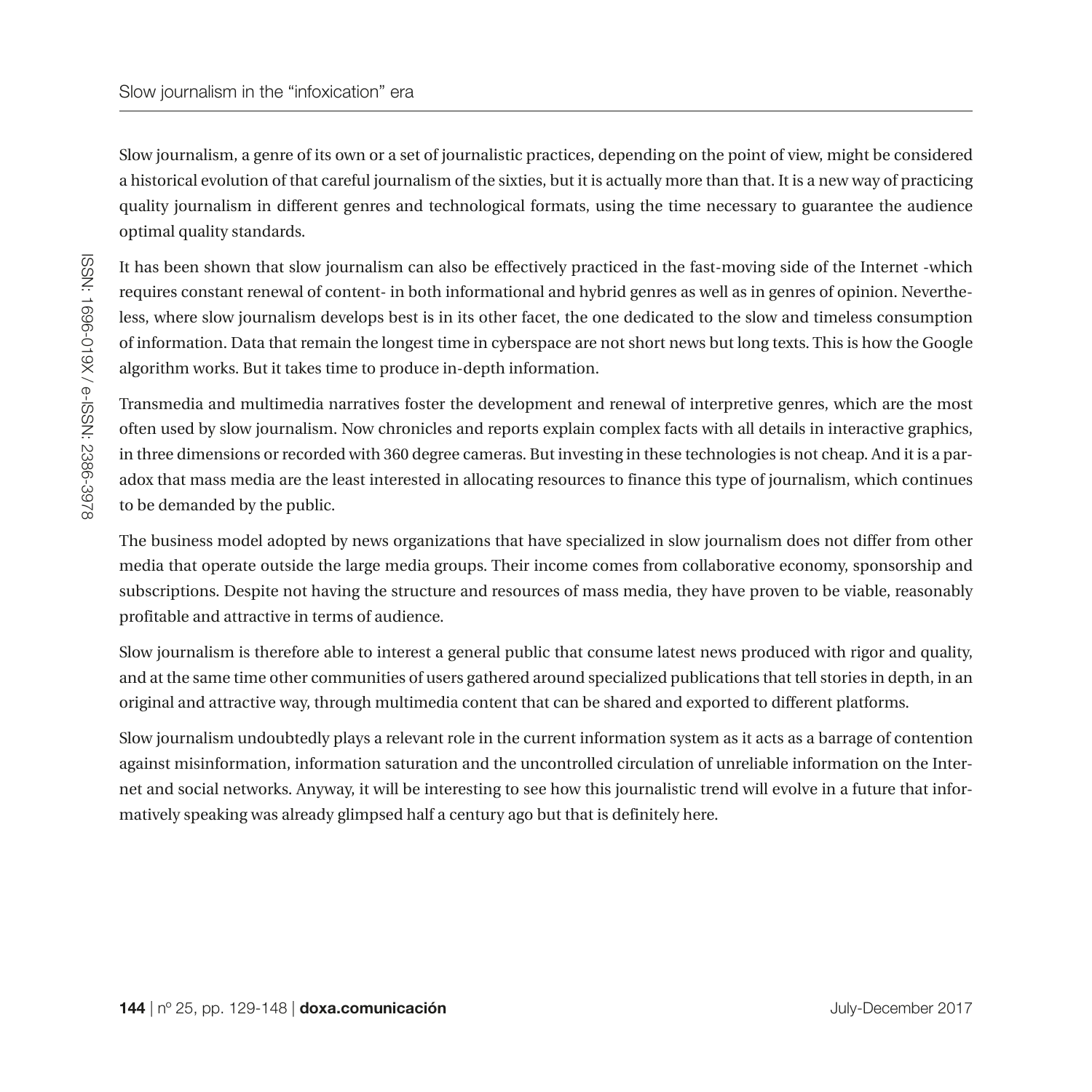Slow journalism, a genre of its own or a set of journalistic practices, depending on the point of view, might be considered a historical evolution of that careful journalism of the sixties, but it is actually more than that. It is a new way of practicing quality journalism in different genres and technological formats, using the time necessary to guarantee the audience optimal quality standards.

It has been shown that slow journalism can also be effectively practiced in the fast-moving side of the Internet -which requires constant renewal of content- in both informational and hybrid genres as well as in genres of opinion. Nevertheless, where slow journalism develops best is in its other facet, the one dedicated to the slow and timeless consumption of information. Data that remain the longest time in cyberspace are not short news but long texts. This is how the Google algorithm works. But it takes time to produce in-depth information.

Transmedia and multimedia narratives foster the development and renewal of interpretive genres, which are the most often used by slow journalism. Now chronicles and reports explain complex facts with all details in interactive graphics, in three dimensions or recorded with 360 degree cameras. But investing in these technologies is not cheap. And it is a paradox that mass media are the least interested in allocating resources to finance this type of journalism, which continues to be demanded by the public.

The business model adopted by news organizations that have specialized in slow journalism does not differ from other media that operate outside the large media groups. Their income comes from collaborative economy, sponsorship and subscriptions. Despite not having the structure and resources of mass media, they have proven to be viable, reasonably profitable and attractive in terms of audience.

Slow journalism is therefore able to interest a general public that consume latest news produced with rigor and quality, and at the same time other communities of users gathered around specialized publications that tell stories in depth, in an original and attractive way, through multimedia content that can be shared and exported to different platforms.

Slow journalism undoubtedly plays a relevant role in the current information system as it acts as a barrage of contention against misinformation, information saturation and the uncontrolled circulation of unreliable information on the Internet and social networks. Anyway, it will be interesting to see how this journalistic trend will evolve in a future that informatively speaking was already glimpsed half a century ago but that is definitely here.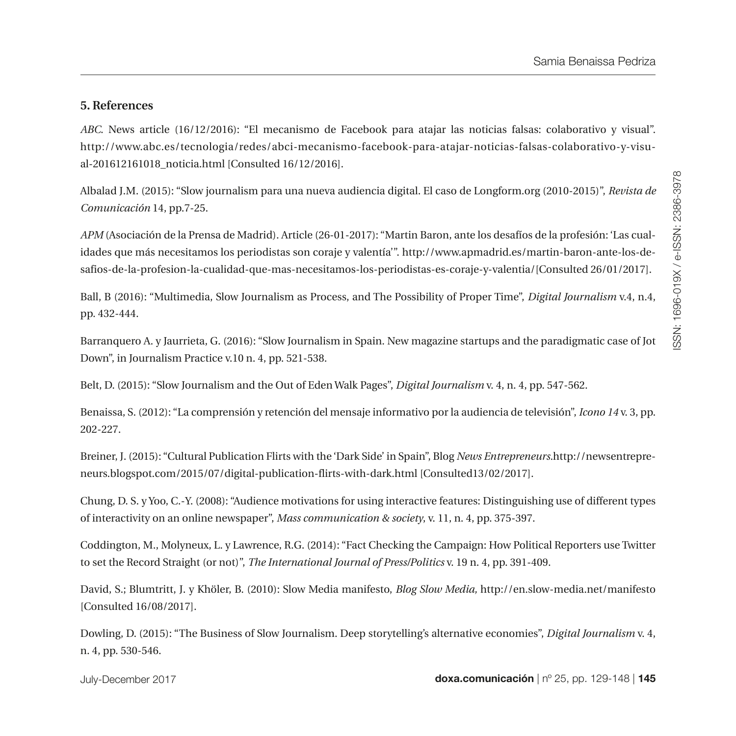## 5. References

*ABC*. News article (16/12/2016): "El mecanismo de Facebook para atajar las noticias falsas: colaborativo y visual". http://www.abc.es/tecnologia/redes/abci-mecanismo-facebook-para-atajar-noticias-falsas-colaborativo-y-visual-201612161018_noticia.html [Consulted 16/12/2016].

Albalad J.M. (2015): "Slow journalism para una nueva audiencia digital. El caso de Longform.org (2010-2015)", *Revista de Comunicación* 14, pp.7-25.

*APM* (Asociación de la Prensa de Madrid). Article (26-01-2017): "Martin Baron, ante los desafíos de la profesión: 'Las cualidades que más necesitamos los periodistas son coraje y valentía'". http://www.apmadrid.es/martin-baron-ante-los-desafios-de-la-profesion-la-cualidad-que-mas-necesitamos-los-periodistas-es-coraje-y-valentia/[Consulted 26/01/2017].

Ball, B (2016): "Multimedia, Slow Journalism as Process, and The Possibility of Proper Time", *Digital Journalism* v.4, n.4, pp. 432-444.

Barranquero A. y Jaurrieta, G. (2016): "Slow Journalism in Spain. New magazine startups and the paradigmatic case of Jot Down", in Journalism Practice v.10 n. 4, pp. 521-538.

Belt, D. (2015): "Slow Journalism and the Out of Eden Walk Pages", *Digital Journalism* v. 4, n. 4, pp. 547-562.

Benaissa, S. (2012): "La comprensión y retención del mensaje informativo por la audiencia de televisión", *Icono 14* v. 3, pp. 202-227.

Breiner, J. (2015): "Cultural Publication Flirts with the 'Dark Side' in Spain", Blog *News Entrepreneurs*.http://newsentrepreneurs.blogspot.com/2015/07/digital-publication-flirts-with-dark.html [Consulted13/02/2017].

Chung, D. S. y Yoo, C.-Y. (2008): "Audience motivations for using interactive features: Distinguishing use of different types of interactivity on an online newspaper", *Mass communication & society*, v. 11, n. 4, pp. 375-397.

Coddington, M., Molyneux, L. y Lawrence, R.G. (2014): "Fact Checking the Campaign: How Political Reporters use Twitter to set the Record Straight (or not)", *The International Journal of Press/Politics* v. 19 n. 4, pp. 391-409.

David, S.; Blumtritt, J. y Khöler, B. (2010): Slow Media manifesto, *Blog Slow Media,* http://en.slow-media.net/manifesto [Consulted 16/08/2017].

Dowling, D. (2015): "The Business of Slow Journalism. Deep storytelling's alternative economies", *Digital Journalism* v. 4, n. 4, pp. 530-546.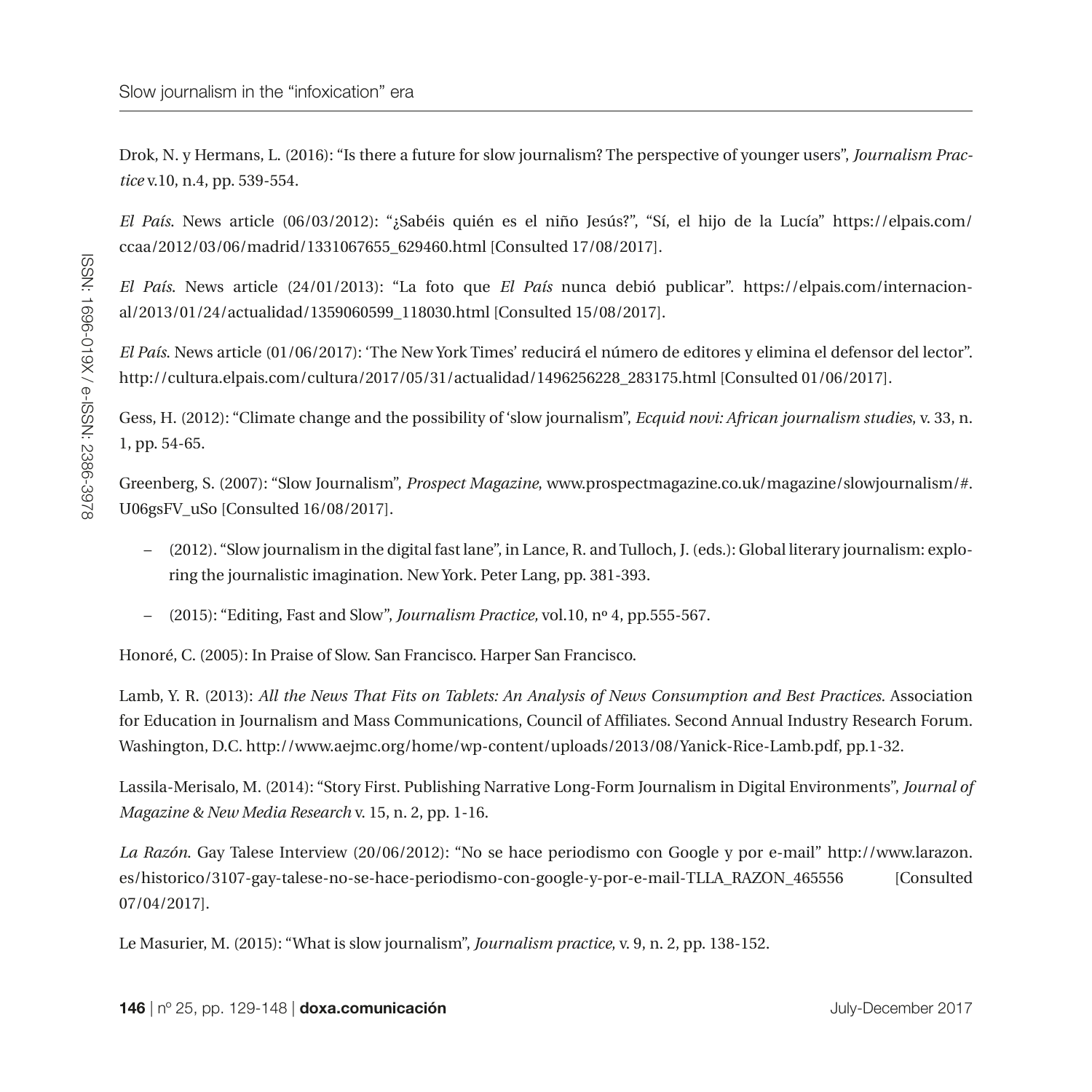Drok, N. y Hermans, L. (2016): “Is there a future for slow journalism? The perspective of younger users”, *Journalism Practice* v.10, n.4, pp. 539-554.

*El País*. News article (06/03/2012): “¿Sabéis quién es el niño Jesús?”, “Sí, el hijo de la Lucía” https://elpais.com/ccaa/2012/03/06/madrid/1331067655_629460.html [Consulted 17/08/2017].

*El País*. News article (24/01/2013): “La foto que *El País* nunca debió publicar”. https://elpais.com/internacional/2013/01/24/actualidad/1359060599_118030.html [Consulted 15/08/2017].

*El País*. News article (01/06/2017): ‘The New York Times’ reducirá el número de editores y elimina el defensor del lector”. http://cultura.elpais.com/cultura/2017/05/31/actualidad/1496256228_283175.html [Consulted 01/06/2017].

Gess, H. (2012): “Climate change and the possibility of ‘slow journalism”, *Ecquid novi: African journalism studies*, v. 33, n. 1, pp. 54-65.

Greenberg, S. (2007): “Slow Journalism”, *Prospect Magazine*, www.prospectmagazine.co.uk/magazine/slowjournalism/#.U06gsFV_uSo [Consulted 16/08/2017].

- (2012). “Slow journalism in the digital fast lane”, in Lance, R. and Tulloch, J. (eds.): Global literary journalism: exploring the journalistic imagination. New York. Peter Lang, pp. 381-393.
- (2015): “Editing, Fast and Slow”, *Journalism Practice,* vol.10, nº 4, pp.555-567.

Honoré, C. (2005): In Praise of Slow. San Francisco. Harper San Francisco.

Lamb, Y. R. (2013): *All the News That Fits on Tablets: An Analysis of News Consumption and Best Practices*. Association for Education in Journalism and Mass Communications, Council of Affiliates. Second Annual Industry Research Forum. Washington, D.C. http://www.aejmc.org/home/wp-content/uploads/2013/08/Yanick-Rice-Lamb.pdf, pp.1-32.

Lassila-Merisalo, M. (2014): “Story First. Publishing Narrative Long-Form Journalism in Digital Environments”, *Journal of Magazine & New Media Research* v. 15, n. 2, pp. 1-16.

*La Razón*. Gay Talese Interview (20/06/2012): “No se hace periodismo con Google y por e-mail” http://www.larazon.es/historico/3107-gay-talese-no-se-hace-periodismo-con-google-y-por-e-mail-TLLA_RAZON_465556 [Consulted 07/04/2017].

Le Masurier, M. (2015): “What is slow journalism”, *Journalism practice*, v. 9, n. 2, pp. 138-152.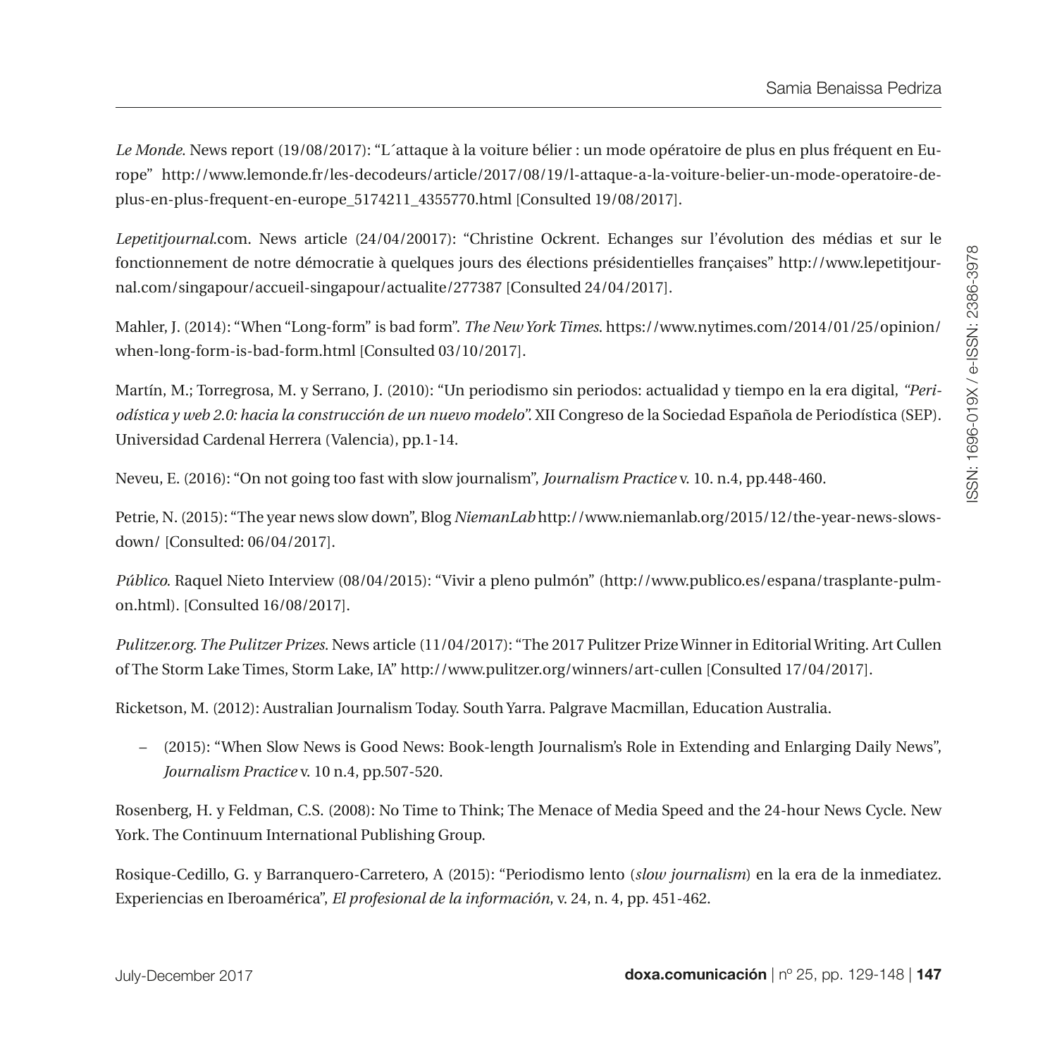*Le Monde*. News report (19/08/2017): "L´attaque à la voiture bélier : un mode opératoire de plus en plus fréquent en Europe" http://www.lemonde.fr/les-decodeurs/article/2017/08/19/l-attaque-a-la-voiture-belier-un-mode-operatoire-de-plus-en-plus-frequent-en-europe_5174211_4355770.html [Consulted 19/08/2017].

*Lepetitjournal*.com. News article (24/04/20017): "Christine Ockrent. Echanges sur l'évolution des médias et sur le fonctionnement de notre démocratie à quelques jours des élections présidentielles françaises" http://www.lepetitjournal.com/singapour/accueil-singapour/actualite/277387 [Consulted 24/04/2017].

Mahler, J. (2014): "When "Long-form" is bad form". *The New York Times*. https://www.nytimes.com/2014/01/25/opinion/when-long-form-is-bad-form.html [Consulted 03/10/2017].

Martín, M.; Torregrosa, M. y Serrano, J. (2010): "Un periodismo sin periodos: actualidad y tiempo en la era digital, *"Periodística y web 2.0: hacia la construcción de un nuevo modelo"*. XII Congreso de la Sociedad Española de Periodística (SEP). Universidad Cardenal Herrera (Valencia), pp.1-14.

Neveu, E. (2016): "On not going too fast with slow journalism", *Journalism Practice* v. 10. n.4, pp.448-460.

Petrie, N. (2015): "The year news slow down", Blog *NiemanLab* http://www.niemanlab.org/2015/12/the-year-news-slows-down/ [Consulted: 06/04/2017].

*Público*. Raquel Nieto Interview (08/04/2015): "Vivir a pleno pulmón" (http://www.publico.es/espana/trasplante-pulmon.html). [Consulted 16/08/2017].

*Pulitzer.org. The Pulitzer Prizes*. News article (11/04/2017): "The 2017 Pulitzer Prize Winner in Editorial Writing. Art Cullen of The Storm Lake Times, Storm Lake, IA" http://www.pulitzer.org/winners/art-cullen [Consulted 17/04/2017].

Ricketson, M. (2012): Australian Journalism Today. South Yarra. Palgrave Macmillan, Education Australia.

- (2015): "When Slow News is Good News: Book-length Journalism's Role in Extending and Enlarging Daily News", *Journalism Practice* v. 10 n.4, pp.507-520.

Rosenberg, H. y Feldman, C.S. (2008): No Time to Think; The Menace of Media Speed and the 24-hour News Cycle. New York. The Continuum International Publishing Group.

Rosique-Cedillo, G. y Barranquero-Carretero, A (2015): "Periodismo lento (*slow journalism*) en la era de la inmediatez. Experiencias en Iberoamérica", *El profesional de la información*, v. 24, n. 4, pp. 451-462.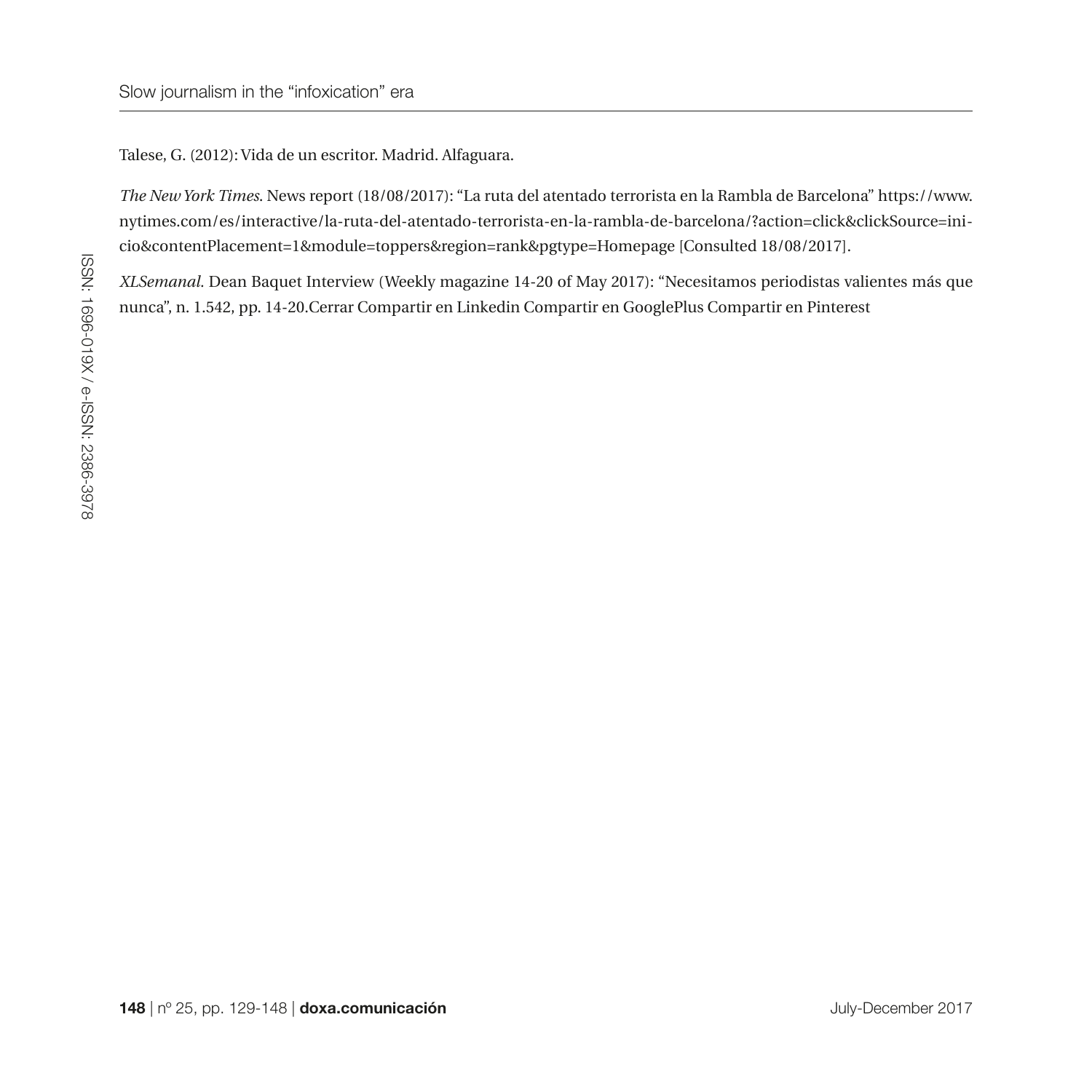Talese, G. (2012): Vida de un escritor. Madrid. Alfaguara.

*The New York Times*. News report (18/08/2017): "La ruta del atentado terrorista en la Rambla de Barcelona" https://www.nytimes.com/es/interactive/la-ruta-del-atentado-terrorista-en-la-rambla-de-barcelona/?action=click&clickSource=inicio&contentPlacement=1&module=toppers&region=rank&pgtype=Homepage [Consulted 18/08/2017].

*XLSemanal*. Dean Baquet Interview (Weekly magazine 14-20 of May 2017): "Necesitamos periodistas valientes más que nunca", n. 1.542, pp. 14-20.Cerrar Compartir en Linkedin Compartir en GooglePlus Compartir en Pinterest